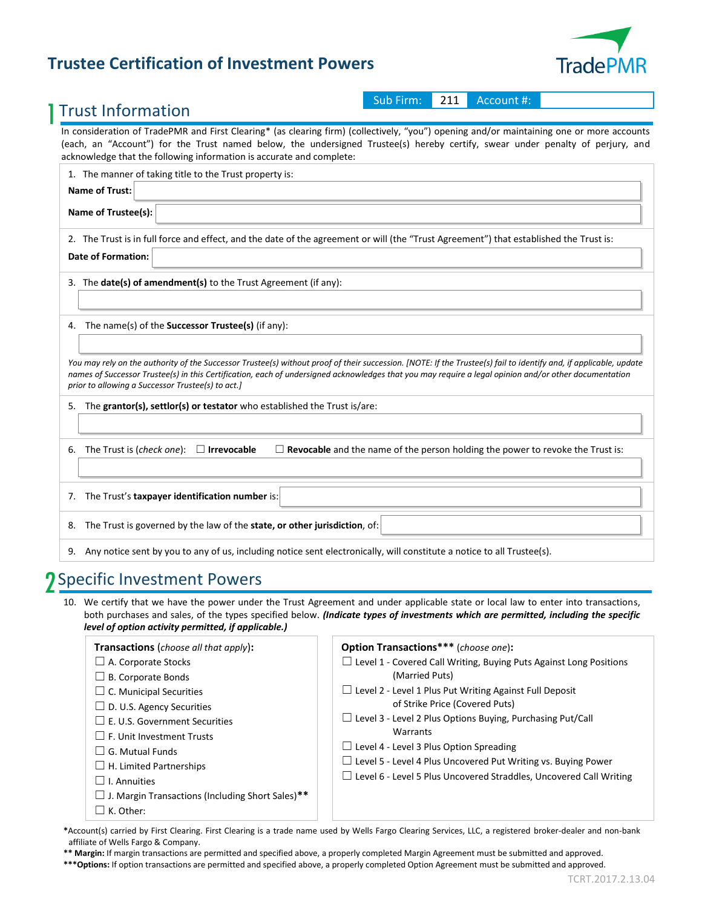# Trustee Certification of Investment Powers

TradePMR

Sub Firm: 211 Account #:

## 1 Trust Information

In consideration of TradePMR and First Clearing* (as clearing firm) (collectively, "you") opening and/or maintaining one or more accounts (each, an "Account") for the Trust named below, the undersigned Trustee(s) hereby certify, swear under penalty of perjury, and acknowledge that the following information is accurate and complete:

1. The manner of taking title to the Trust property is:

   **Name of Trust:**

   **Name of Trustee(s):**

2. The Trust is in full force and effect, and the date of the agreement or will (the "Trust Agreement") that established the Trust is:

   **Date of Formation:**

3. The **date(s) of amendment(s)** to the Trust Agreement (if any):

4. The name(s) of the **Successor Trustee(s)** (if any):

   *You may rely on the authority of the Successor Trustee(s) without proof of their succession. [NOTE: If the Trustee(s) fail to identify and, if applicable, update names of Successor Trustee(s) in this Certification, each of undersigned acknowledges that you may require a legal opinion and/or other documentation prior to allowing a Successor Trustee(s) to act.]*

5. The **grantor(s), settlor(s) or testator** who established the Trust is/are:

6. The Trust is (*check one*): ☐ **Irrevocable** ☐ **Revocable** and the name of the person holding the power to revoke the Trust is:

7. The Trust's **taxpayer identification number** is:

8. The Trust is governed by the law of the **state, or other jurisdiction**, of:

9. Any notice sent by you to any of us, including notice sent electronically, will constitute a notice to all Trustee(s).

## 2 Specific Investment Powers

10. We certify that we have the power under the Trust Agreement and under applicable state or local law to enter into transactions, both purchases and sales, of the types specified below. ***(Indicate types of investments which are permitted, including the specific level of option activity permitted, if applicable.)***

**Transactions** (*choose all that apply*)**:**

- ☐ A. Corporate Stocks
- ☐ B. Corporate Bonds
- ☐ C. Municipal Securities
- ☐ D. U.S. Agency Securities
- ☐ E. U.S. Government Securities
- ☐ F. Unit Investment Trusts
- ☐ G. Mutual Funds
- ☐ H. Limited Partnerships
- ☐ I. Annuities
- ☐ J. Margin Transactions (Including Short Sales)**
- ☐ K. Other:

**Option Transactions***** (*choose one*)**:**

- ☐ Level 1 - Covered Call Writing, Buying Puts Against Long Positions (Married Puts)
- ☐ Level 2 - Level 1 Plus Put Writing Against Full Deposit of Strike Price (Covered Puts)
- ☐ Level 3 - Level 2 Plus Options Buying, Purchasing Put/Call Warrants
- ☐ Level 4 - Level 3 Plus Option Spreading
- ☐ Level 5 - Level 4 Plus Uncovered Put Writing vs. Buying Power
- ☐ Level 6 - Level 5 Plus Uncovered Straddles, Uncovered Call Writing

*Account(s) carried by First Clearing. First Clearing is a trade name used by Wells Fargo Clearing Services, LLC, a registered broker-dealer and non-bank affiliate of Wells Fargo & Company.

** **Margin:** If margin transactions are permitted and specified above, a properly completed Margin Agreement must be submitted and approved.

*** **Options:** If option transactions are permitted and specified above, a properly completed Option Agreement must be submitted and approved.

TCRT.2017.2.13.04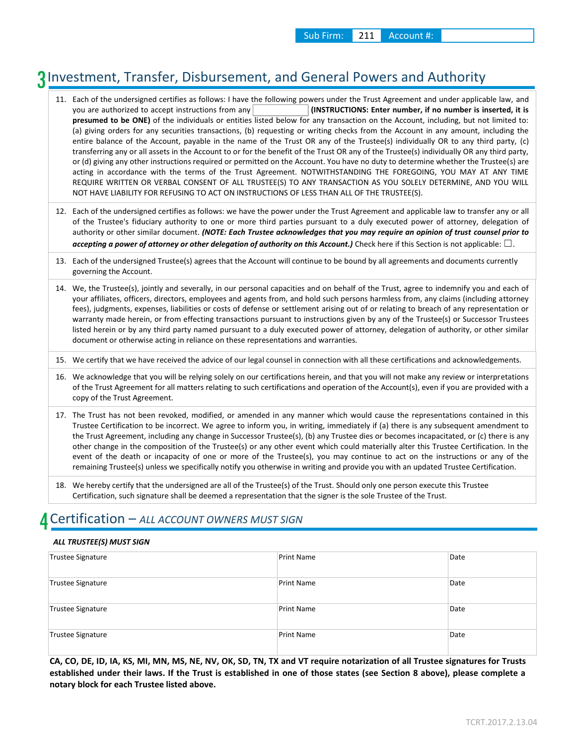| Sub Firm: | 211 | Account #: | |
|---|---|---|---|

## 3 Investment, Transfer, Disbursement, and General Powers and Authority

11. Each of the undersigned certifies as follows: I have the following powers under the Trust Agreement and under applicable law, and you are authorized to accept instructions from any ______ **(INSTRUCTIONS: Enter number, if no number is inserted, it is presumed to be ONE)** of the individuals or entities listed below for any transaction on the Account, including, but not limited to: (a) giving orders for any securities transactions, (b) requesting or writing checks from the Account in any amount, including the entire balance of the Account, payable in the name of the Trust OR any of the Trustee(s) individually OR to any third party, (c) transferring any or all assets in the Account to or for the benefit of the Trust OR any of the Trustee(s) individually OR any third party, or (d) giving any other instructions required or permitted on the Account. You have no duty to determine whether the Trustee(s) are acting in accordance with the terms of the Trust Agreement. NOTWITHSTANDING THE FOREGOING, YOU MAY AT ANY TIME REQUIRE WRITTEN OR VERBAL CONSENT OF ALL TRUSTEE(S) TO ANY TRANSACTION AS YOU SOLELY DETERMINE, AND YOU WILL NOT HAVE LIABILITY FOR REFUSING TO ACT ON INSTRUCTIONS OF LESS THAN ALL OF THE TRUSTEE(S).

12. Each of the undersigned certifies as follows: we have the power under the Trust Agreement and applicable law to transfer any or all of the Trustee's fiduciary authority to one or more third parties pursuant to a duly executed power of attorney, delegation of authority or other similar document. ***(NOTE: Each Trustee acknowledges that you may require an opinion of trust counsel prior to accepting a power of attorney or other delegation of authority on this Account.)*** Check here if this Section is not applicable: ☐.

13. Each of the undersigned Trustee(s) agrees that the Account will continue to be bound by all agreements and documents currently governing the Account.

14. We, the Trustee(s), jointly and severally, in our personal capacities and on behalf of the Trust, agree to indemnify you and each of your affiliates, officers, directors, employees and agents from, and hold such persons harmless from, any claims (including attorney fees), judgments, expenses, liabilities or costs of defense or settlement arising out of or relating to breach of any representation or warranty made herein, or from effecting transactions pursuant to instructions given by any of the Trustee(s) or Successor Trustees listed herein or by any third party named pursuant to a duly executed power of attorney, delegation of authority, or other similar document or otherwise acting in reliance on these representations and warranties.

15. We certify that we have received the advice of our legal counsel in connection with all these certifications and acknowledgements.

16. We acknowledge that you will be relying solely on our certifications herein, and that you will not make any review or interpretations of the Trust Agreement for all matters relating to such certifications and operation of the Account(s), even if you are provided with a copy of the Trust Agreement.

17. The Trust has not been revoked, modified, or amended in any manner which would cause the representations contained in this Trustee Certification to be incorrect. We agree to inform you, in writing, immediately if (a) there is any subsequent amendment to the Trust Agreement, including any change in Successor Trustee(s), (b) any Trustee dies or becomes incapacitated, or (c) there is any other change in the composition of the Trustee(s) or any other event which could materially alter this Trustee Certification. In the event of the death or incapacity of one or more of the Trustee(s), you may continue to act on the instructions or any of the remaining Trustee(s) unless we specifically notify you otherwise in writing and provide you with an updated Trustee Certification.

18. We hereby certify that the undersigned are all of the Trustee(s) of the Trust. Should only one person execute this Trustee Certification, such signature shall be deemed a representation that the signer is the sole Trustee of the Trust.

## 4 Certification – *ALL ACCOUNT OWNERS MUST SIGN*

***ALL TRUSTEE(S) MUST SIGN***

| Trustee Signature | Print Name | Date |
|---|---|---|
| Trustee Signature | Print Name | Date |
| Trustee Signature | Print Name | Date |
| Trustee Signature | Print Name | Date |

**CA, CO, DE, ID, IA, KS, MI, MN, MS, NE, NV, OK, SD, TN, TX and VT require notarization of all Trustee signatures for Trusts established under their laws. If the Trust is established in one of those states (see Section 8 above), please complete a notary block for each Trustee listed above.**

TCRT.2017.2.13.04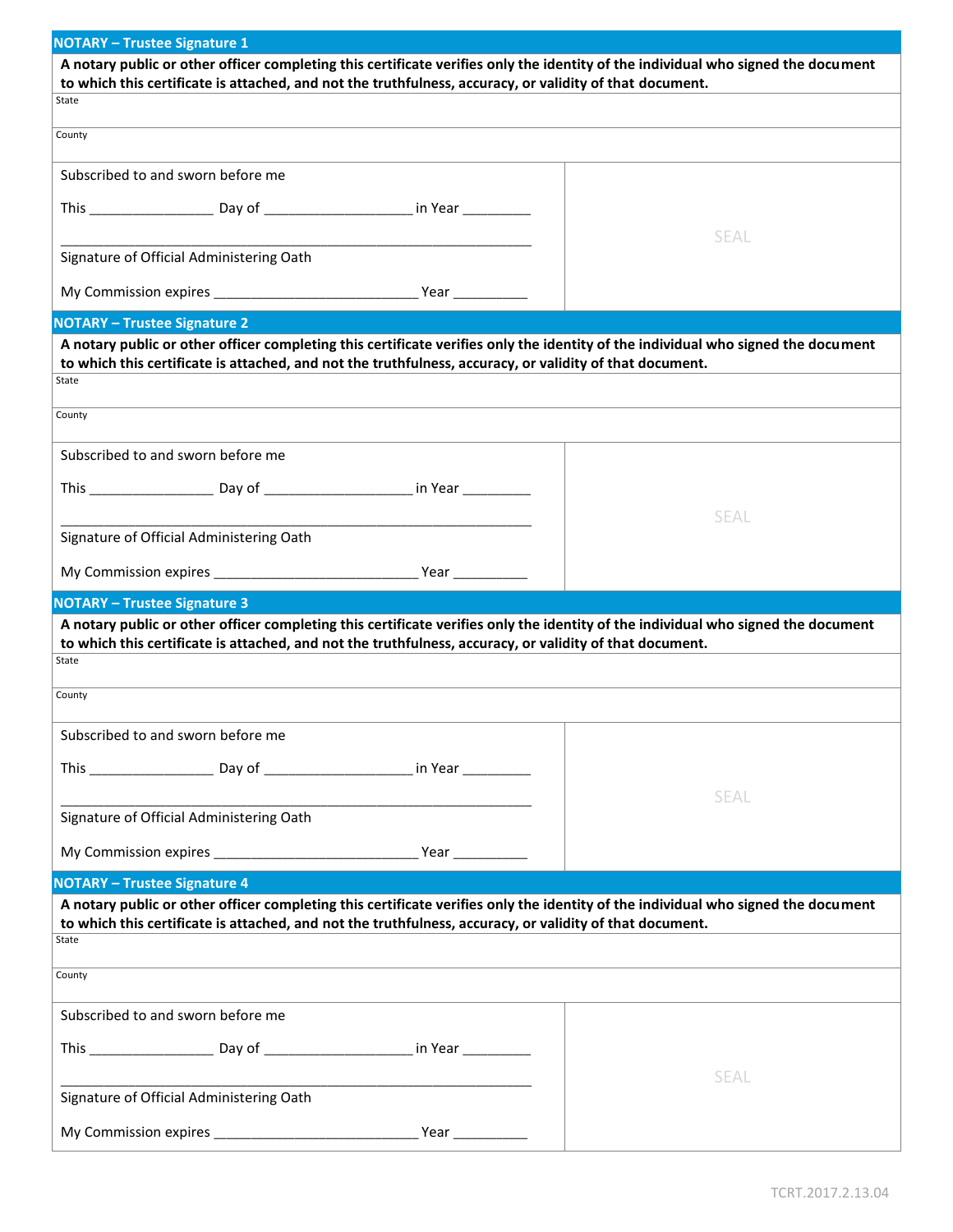## NOTARY – Trustee Signature 1

**A notary public or other officer completing this certificate verifies only the identity of the individual who signed the document to which this certificate is attached, and not the truthfulness, accuracy, or validity of that document.**

State

County

Subscribed to and sworn before me

This ________________ Day of ___________________ in Year _________

_______________________________________________________________

Signature of Official Administering Oath

My Commission expires __________________________ Year __________

SEAL

## NOTARY – Trustee Signature 2

**A notary public or other officer completing this certificate verifies only the identity of the individual who signed the document to which this certificate is attached, and not the truthfulness, accuracy, or validity of that document.**

State

County

Subscribed to and sworn before me

This ________________ Day of ___________________ in Year _________

_______________________________________________________________

Signature of Official Administering Oath

My Commission expires __________________________ Year __________

SEAL

## NOTARY – Trustee Signature 3

**A notary public or other officer completing this certificate verifies only the identity of the individual who signed the document to which this certificate is attached, and not the truthfulness, accuracy, or validity of that document.**

State

County

Subscribed to and sworn before me

This ________________ Day of ___________________ in Year _________

_______________________________________________________________

Signature of Official Administering Oath

My Commission expires __________________________ Year __________

SEAL

## NOTARY – Trustee Signature 4

**A notary public or other officer completing this certificate verifies only the identity of the individual who signed the document to which this certificate is attached, and not the truthfulness, accuracy, or validity of that document.**

State

County

Subscribed to and sworn before me

This ________________ Day of ___________________ in Year _________

_______________________________________________________________

Signature of Official Administering Oath

My Commission expires __________________________ Year __________

SEAL

TCRT.2017.2.13.04